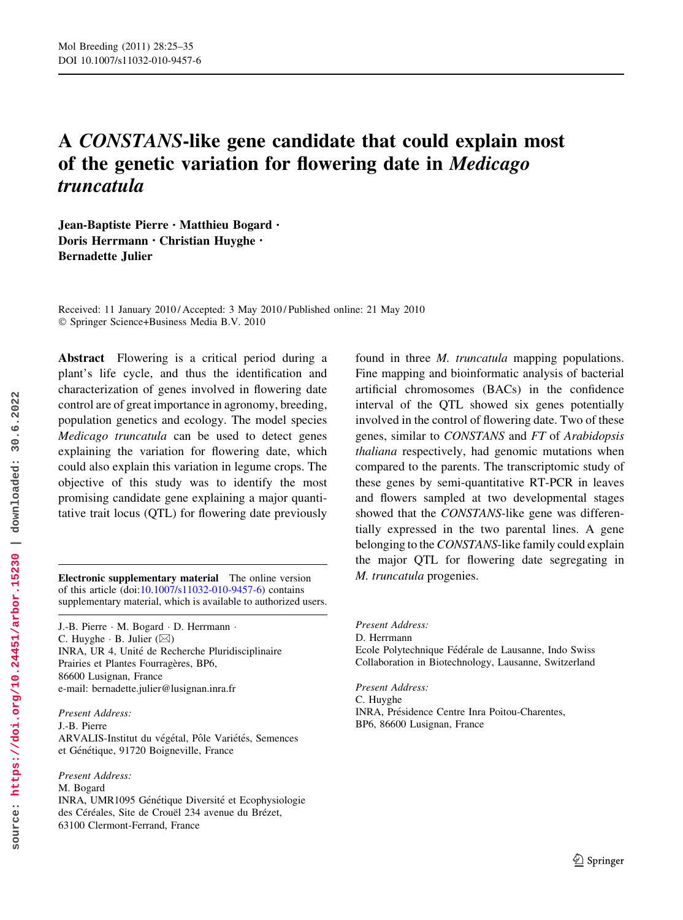# A *CONSTANS*-like gene candidate that could explain most of the genetic variation for flowering date in *Medicago truncatula*

**Jean-Baptiste Pierre · Matthieu Bogard · Doris Herrmann · Christian Huyghe · Bernadette Julier**

Received: 11 January 2010 / Accepted: 3 May 2010 / Published online: 21 May 2010
© Springer Science+Business Media B.V. 2010

**Abstract** Flowering is a critical period during a plant's life cycle, and thus the identification and characterization of genes involved in flowering date control are of great importance in agronomy, breeding, population genetics and ecology. The model species *Medicago truncatula* can be used to detect genes explaining the variation for flowering date, which could also explain this variation in legume crops. The objective of this study was to identify the most promising candidate gene explaining a major quantitative trait locus (QTL) for flowering date previously found in three *M. truncatula* mapping populations. Fine mapping and bioinformatic analysis of bacterial artificial chromosomes (BACs) in the confidence interval of the QTL showed six genes potentially involved in the control of flowering date. Two of these genes, similar to *CONSTANS* and *FT* of *Arabidopsis thaliana* respectively, had genomic mutations when compared to the parents. The transcriptomic study of these genes by semi-quantitative RT-PCR in leaves and flowers sampled at two developmental stages showed that the *CONSTANS*-like gene was differentially expressed in the two parental lines. A gene belonging to the *CONSTANS*-like family could explain the major QTL for flowering date segregating in *M. truncatula* progenies.

**Electronic supplementary material** The online version of this article (doi:10.1007/s11032-010-9457-6) contains supplementary material, which is available to authorized users.

J.-B. Pierre · M. Bogard · D. Herrmann · C. Huyghe · B. Julier (✉)
INRA, UR 4, Unité de Recherche Pluridisciplinaire Prairies et Plantes Fourragères, BP6, 86600 Lusignan, France
e-mail: bernadette.julier@lusignan.inra.fr

*Present Address:*
J.-B. Pierre
ARVALIS-Institut du végétal, Pôle Variétés, Semences et Génétique, 91720 Boigneville, France

*Present Address:*
M. Bogard
INRA, UMR1095 Génétique Diversité et Ecophysiologie des Céréales, Site de Crouël 234 avenue du Brézet, 63100 Clermont-Ferrand, France

*Present Address:*
D. Herrmann
Ecole Polytechnique Fédérale de Lausanne, Indo Swiss Collaboration in Biotechnology, Lausanne, Switzerland

*Present Address:*
C. Huyghe
INRA, Présidence Centre Inra Poitou-Charentes, BP6, 86600 Lusignan, France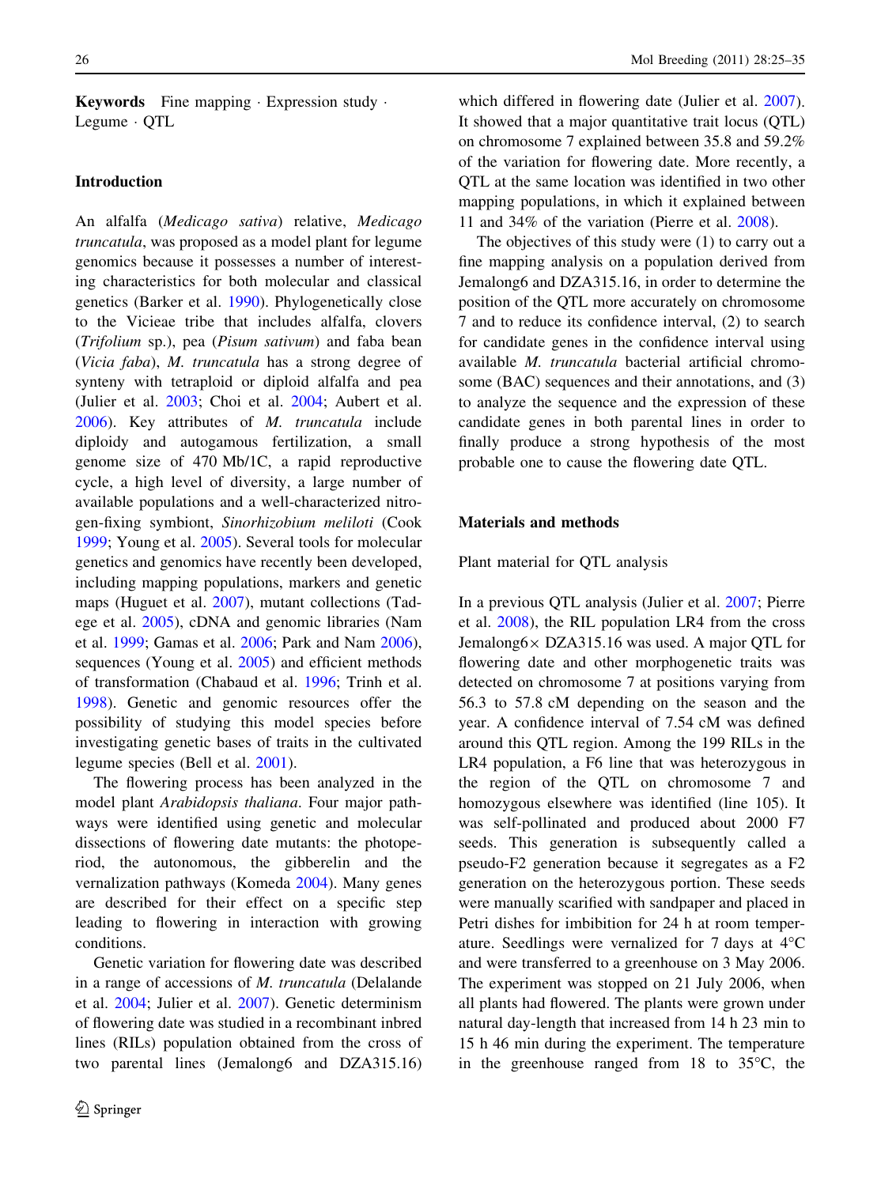**Keywords** Fine mapping · Expression study · Legume · QTL

## Introduction

An alfalfa (*Medicago sativa*) relative, *Medicago truncatula*, was proposed as a model plant for legume genomics because it possesses a number of interesting characteristics for both molecular and classical genetics (Barker et al. 1990). Phylogenetically close to the Vicieae tribe that includes alfalfa, clovers (*Trifolium* sp.), pea (*Pisum sativum*) and faba bean (*Vicia faba*), *M. truncatula* has a strong degree of synteny with tetraploid or diploid alfalfa and pea (Julier et al. 2003; Choi et al. 2004; Aubert et al. 2006). Key attributes of *M. truncatula* include diploidy and autogamous fertilization, a small genome size of 470 Mb/1C, a rapid reproductive cycle, a high level of diversity, a large number of available populations and a well-characterized nitrogen-fixing symbiont, *Sinorhizobium meliloti* (Cook 1999; Young et al. 2005). Several tools for molecular genetics and genomics have recently been developed, including mapping populations, markers and genetic maps (Huguet et al. 2007), mutant collections (Tadege et al. 2005), cDNA and genomic libraries (Nam et al. 1999; Gamas et al. 2006; Park and Nam 2006), sequences (Young et al. 2005) and efficient methods of transformation (Chabaud et al. 1996; Trinh et al. 1998). Genetic and genomic resources offer the possibility of studying this model species before investigating genetic bases of traits in the cultivated legume species (Bell et al. 2001).

The flowering process has been analyzed in the model plant *Arabidopsis thaliana*. Four major pathways were identified using genetic and molecular dissections of flowering date mutants: the photoperiod, the autonomous, the gibberelin and the vernalization pathways (Komeda 2004). Many genes are described for their effect on a specific step leading to flowering in interaction with growing conditions.

Genetic variation for flowering date was described in a range of accessions of *M. truncatula* (Delalande et al. 2004; Julier et al. 2007). Genetic determinism of flowering date was studied in a recombinant inbred lines (RILs) population obtained from the cross of two parental lines (Jemalong6 and DZA315.16) which differed in flowering date (Julier et al. 2007). It showed that a major quantitative trait locus (QTL) on chromosome 7 explained between 35.8 and 59.2% of the variation for flowering date. More recently, a QTL at the same location was identified in two other mapping populations, in which it explained between 11 and 34% of the variation (Pierre et al. 2008).

The objectives of this study were (1) to carry out a fine mapping analysis on a population derived from Jemalong6 and DZA315.16, in order to determine the position of the QTL more accurately on chromosome 7 and to reduce its confidence interval, (2) to search for candidate genes in the confidence interval using available *M. truncatula* bacterial artificial chromosome (BAC) sequences and their annotations, and (3) to analyze the sequence and the expression of these candidate genes in both parental lines in order to finally produce a strong hypothesis of the most probable one to cause the flowering date QTL.

## Materials and methods

### Plant material for QTL analysis

In a previous QTL analysis (Julier et al. 2007; Pierre et al. 2008), the RIL population LR4 from the cross Jemalong6× DZA315.16 was used. A major QTL for flowering date and other morphogenetic traits was detected on chromosome 7 at positions varying from 56.3 to 57.8 cM depending on the season and the year. A confidence interval of 7.54 cM was defined around this QTL region. Among the 199 RILs in the LR4 population, a F6 line that was heterozygous in the region of the QTL on chromosome 7 and homozygous elsewhere was identified (line 105). It was self-pollinated and produced about 2000 F7 seeds. This generation is subsequently called a pseudo-F2 generation because it segregates as a F2 generation on the heterozygous portion. These seeds were manually scarified with sandpaper and placed in Petri dishes for imbibition for 24 h at room temperature. Seedlings were vernalized for 7 days at 4°C and were transferred to a greenhouse on 3 May 2006. The experiment was stopped on 21 July 2006, when all plants had flowered. The plants were grown under natural day-length that increased from 14 h 23 min to 15 h 46 min during the experiment. The temperature in the greenhouse ranged from 18 to 35°C, the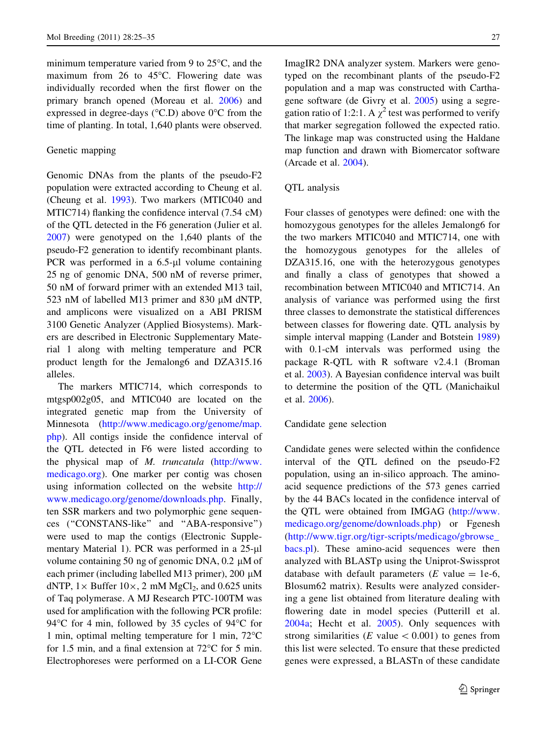minimum temperature varied from 9 to 25°C, and the maximum from 26 to 45°C. Flowering date was individually recorded when the first flower on the primary branch opened (Moreau et al. 2006) and expressed in degree-days (°C.D) above 0°C from the time of planting. In total, 1,640 plants were observed.

## Genetic mapping

Genomic DNAs from the plants of the pseudo-F2 population were extracted according to Cheung et al. (Cheung et al. 1993). Two markers (MTIC040 and MTIC714) flanking the confidence interval (7.54 cM) of the QTL detected in the F6 generation (Julier et al. 2007) were genotyped on the 1,640 plants of the pseudo-F2 generation to identify recombinant plants. PCR was performed in a 6.5-μl volume containing 25 ng of genomic DNA, 500 nM of reverse primer, 50 nM of forward primer with an extended M13 tail, 523 nM of labelled M13 primer and 830 μM dNTP, and amplicons were visualized on a ABI PRISM 3100 Genetic Analyzer (Applied Biosystems). Markers are described in Electronic Supplementary Material 1 along with melting temperature and PCR product length for the Jemalong6 and DZA315.16 alleles.

The markers MTIC714, which corresponds to mtgsp002g05, and MTIC040 are located on the integrated genetic map from the University of Minnesota (http://www.medicago.org/genome/map.php). All contigs inside the confidence interval of the QTL detected in F6 were listed according to the physical map of *M. truncatula* (http://www.medicago.org). One marker per contig was chosen using information collected on the website http://www.medicago.org/genome/downloads.php. Finally, ten SSR markers and two polymorphic gene sequences ("CONSTANS-like" and "ABA-responsive") were used to map the contigs (Electronic Supplementary Material 1). PCR was performed in a 25-μl volume containing 50 ng of genomic DNA, 0.2 μM of each primer (including labelled M13 primer), 200 μM dNTP, 1× Buffer 10×, 2 mM $MgCl_2$, and 0.625 units of Taq polymerase. A MJ Research PTC-100TM was used for amplification with the following PCR profile: 94°C for 4 min, followed by 35 cycles of 94°C for 1 min, optimal melting temperature for 1 min, 72°C for 1.5 min, and a final extension at 72°C for 5 min. Electrophoreses were performed on a LI-COR Gene ImagIR2 DNA analyzer system. Markers were genotyped on the recombinant plants of the pseudo-F2 population and a map was constructed with Carthagene software (de Givry et al. 2005) using a segregation ratio of 1:2:1. A $\chi^2$ test was performed to verify that marker segregation followed the expected ratio. The linkage map was constructed using the Haldane map function and drawn with Biomercator software (Arcade et al. 2004).

## QTL analysis

Four classes of genotypes were defined: one with the homozygous genotypes for the alleles Jemalong6 for the two markers MTIC040 and MTIC714, one with the homozygous genotypes for the alleles of DZA315.16, one with the heterozygous genotypes and finally a class of genotypes that showed a recombination between MTIC040 and MTIC714. An analysis of variance was performed using the first three classes to demonstrate the statistical differences between classes for flowering date. QTL analysis by simple interval mapping (Lander and Botstein 1989) with 0.1-cM intervals was performed using the package R-QTL with R software v2.4.1 (Broman et al. 2003). A Bayesian confidence interval was built to determine the position of the QTL (Manichaikul et al. 2006).

## Candidate gene selection

Candidate genes were selected within the confidence interval of the QTL defined on the pseudo-F2 population, using an in-silico approach. The amino-acid sequence predictions of the 573 genes carried by the 44 BACs located in the confidence interval of the QTL were obtained from IMGAG (http://www.medicago.org/genome/downloads.php) or Fgenesh (http://www.tigr.org/tigr-scripts/medicago/gbrowse_bacs.pl). These amino-acid sequences were then analyzed with BLASTp using the Uniprot-Swissprot database with default parameters ($E$ value = 1e-6, Blosum62 matrix). Results were analyzed considering a gene list obtained from literature dealing with flowering date in model species (Putterill et al. 2004a; Hecht et al. 2005). Only sequences with strong similarities ($E$ value < 0.001) to genes from this list were selected. To ensure that these predicted genes were expressed, a BLASTn of these candidate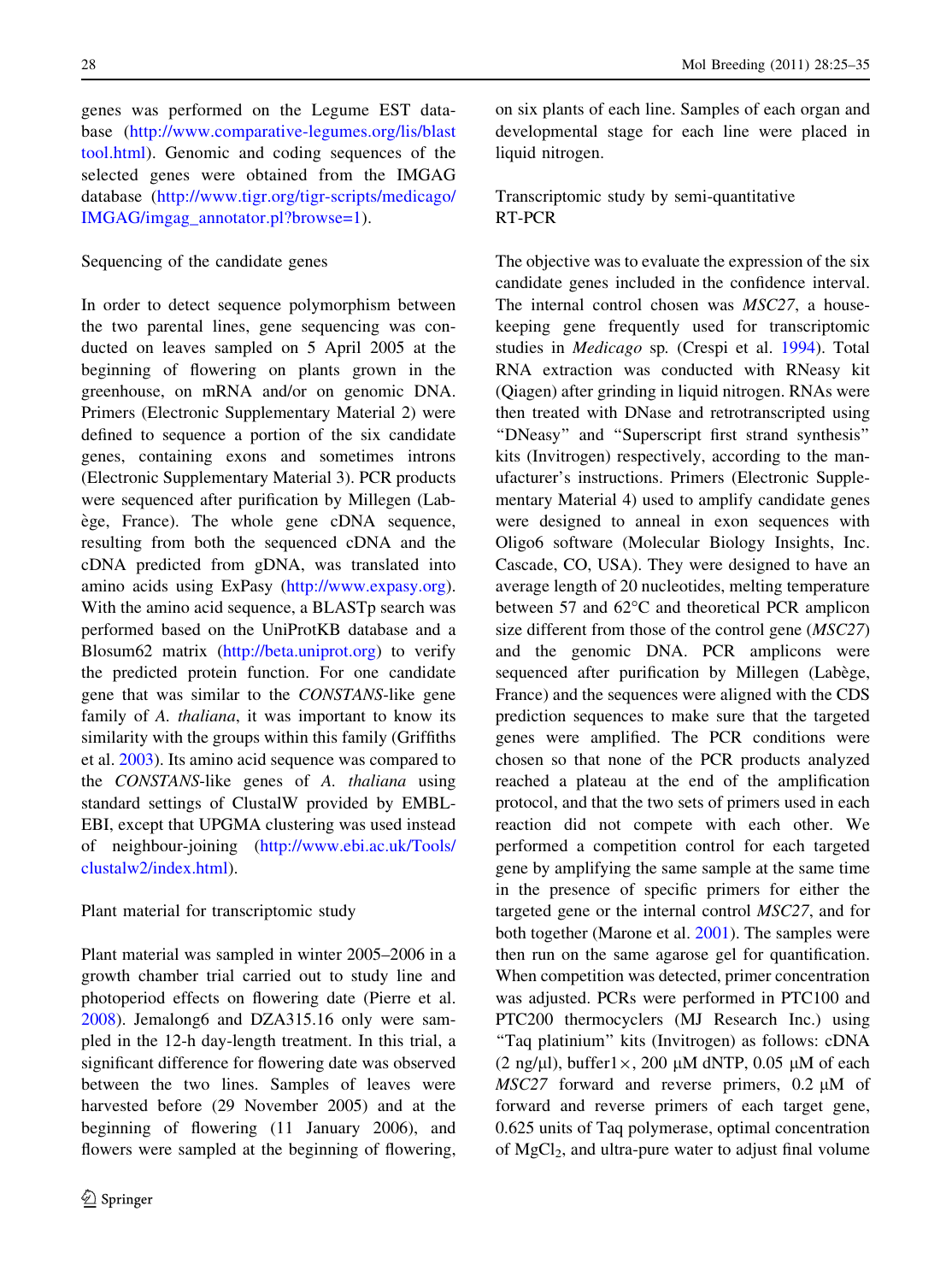genes was performed on the Legume EST database (http://www.comparative-legumes.org/lis/blast tool.html). Genomic and coding sequences of the selected genes were obtained from the IMGAG database (http://www.tigr.org/tigr-scripts/medicago/IMGAG/imgag_annotator.pl?browse=1).

### Sequencing of the candidate genes

In order to detect sequence polymorphism between the two parental lines, gene sequencing was conducted on leaves sampled on 5 April 2005 at the beginning of flowering on plants grown in the greenhouse, on mRNA and/or on genomic DNA. Primers (Electronic Supplementary Material 2) were defined to sequence a portion of the six candidate genes, containing exons and sometimes introns (Electronic Supplementary Material 3). PCR products were sequenced after purification by Millegen (Labège, France). The whole gene cDNA sequence, resulting from both the sequenced cDNA and the cDNA predicted from gDNA, was translated into amino acids using ExPasy (http://www.expasy.org). With the amino acid sequence, a BLASTp search was performed based on the UniProtKB database and a Blosum62 matrix (http://beta.uniprot.org) to verify the predicted protein function. For one candidate gene that was similar to the *CONSTANS*-like gene family of *A. thaliana*, it was important to know its similarity with the groups within this family (Griffiths et al. 2003). Its amino acid sequence was compared to the *CONSTANS*-like genes of *A. thaliana* using standard settings of ClustalW provided by EMBL-EBI, except that UPGMA clustering was used instead of neighbour-joining (http://www.ebi.ac.uk/Tools/clustalw2/index.html).

### Plant material for transcriptomic study

Plant material was sampled in winter 2005–2006 in a growth chamber trial carried out to study line and photoperiod effects on flowering date (Pierre et al. 2008). Jemalong6 and DZA315.16 only were sampled in the 12-h day-length treatment. In this trial, a significant difference for flowering date was observed between the two lines. Samples of leaves were harvested before (29 November 2005) and at the beginning of flowering (11 January 2006), and flowers were sampled at the beginning of flowering, on six plants of each line. Samples of each organ and developmental stage for each line were placed in liquid nitrogen.

### Transcriptomic study by semi-quantitative RT-PCR

The objective was to evaluate the expression of the six candidate genes included in the confidence interval. The internal control chosen was *MSC27*, a housekeeping gene frequently used for transcriptomic studies in *Medicago* sp. (Crespi et al. 1994). Total RNA extraction was conducted with RNeasy kit (Qiagen) after grinding in liquid nitrogen. RNAs were then treated with DNase and retrotranscribed using "DNeasy" and "Superscript first strand synthesis" kits (Invitrogen) respectively, according to the manufacturer's instructions. Primers (Electronic Supplementary Material 4) used to amplify candidate genes were designed to anneal in exon sequences with Oligo6 software (Molecular Biology Insights, Inc. Cascade, CO, USA). They were designed to have an average length of 20 nucleotides, melting temperature between 57 and 62°C and theoretical PCR amplicon size different from those of the control gene (*MSC27*) and the genomic DNA. PCR amplicons were sequenced after purification by Millegen (Labège, France) and the sequences were aligned with the CDS prediction sequences to make sure that the targeted genes were amplified. The PCR conditions were chosen so that none of the PCR products analyzed reached a plateau at the end of the amplification protocol, and that the two sets of primers used in each reaction did not compete with each other. We performed a competition control for each targeted gene by amplifying the same sample at the same time in the presence of specific primers for either the targeted gene or the internal control *MSC27*, and for both together (Marone et al. 2001). The samples were then run on the same agarose gel for quantification. When competition was detected, primer concentration was adjusted. PCRs were performed in PTC100 and PTC200 thermocyclers (MJ Research Inc.) using "Taq platinium" kits (Invitrogen) as follows: cDNA (2 ng/μl), buffer1×, 200 μM dNTP, 0.05 μM of each *MSC27* forward and reverse primers, 0.2 μM of forward and reverse primers of each target gene, 0.625 units of Taq polymerase, optimal concentration of $MgCl_2$, and ultra-pure water to adjust final volume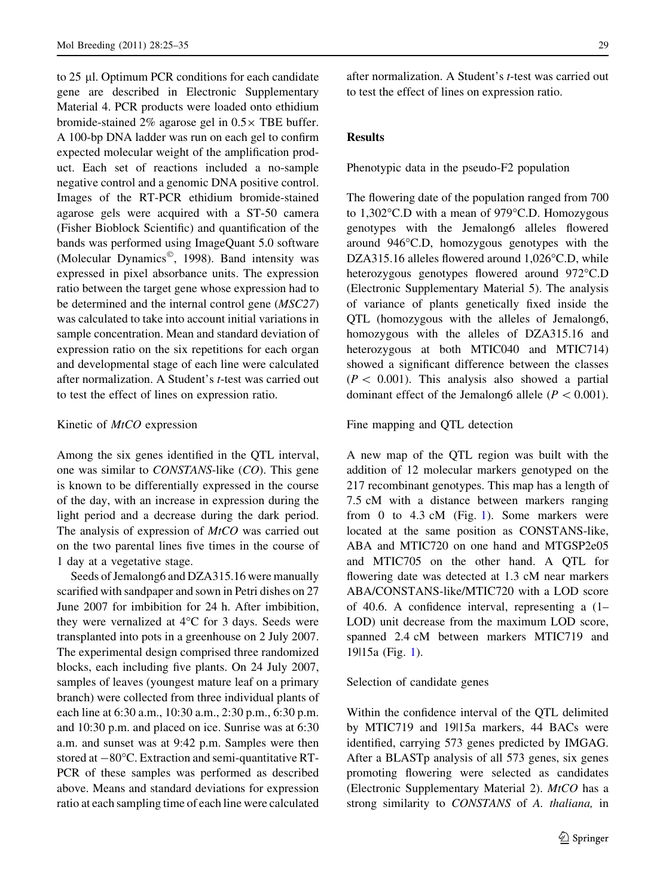to 25 µl. Optimum PCR conditions for each candidate gene are described in Electronic Supplementary Material 4. PCR products were loaded onto ethidium bromide-stained 2% agarose gel in 0.5× TBE buffer. A 100-bp DNA ladder was run on each gel to confirm expected molecular weight of the amplification product. Each set of reactions included a no-sample negative control and a genomic DNA positive control. Images of the RT-PCR ethidium bromide-stained agarose gels were acquired with a ST-50 camera (Fisher Bioblock Scientific) and quantification of the bands was performed using ImageQuant 5.0 software (Molecular Dynamics©, 1998). Band intensity was expressed in pixel absorbance units. The expression ratio between the target gene whose expression had to be determined and the internal control gene (*MSC27*) was calculated to take into account initial variations in sample concentration. Mean and standard deviation of expression ratio on the six repetitions for each organ and developmental stage of each line were calculated after normalization. A Student's *t*-test was carried out to test the effect of lines on expression ratio.

### Kinetic of *MtCO* expression

Among the six genes identified in the QTL interval, one was similar to *CONSTANS*-like (*CO*). This gene is known to be differentially expressed in the course of the day, with an increase in expression during the light period and a decrease during the dark period. The analysis of expression of *MtCO* was carried out on the two parental lines five times in the course of 1 day at a vegetative stage.

Seeds of Jemalong6 and DZA315.16 were manually scarified with sandpaper and sown in Petri dishes on 27 June 2007 for imbibition for 24 h. After imbibition, they were vernalized at 4°C for 3 days. Seeds were transplanted into pots in a greenhouse on 2 July 2007. The experimental design comprised three randomized blocks, each including five plants. On 24 July 2007, samples of leaves (youngest mature leaf on a primary branch) were collected from three individual plants of each line at 6:30 a.m., 10:30 a.m., 2:30 p.m., 6:30 p.m. and 10:30 p.m. and placed on ice. Sunrise was at 6:30 a.m. and sunset was at 9:42 p.m. Samples were then stored at −80°C. Extraction and semi-quantitative RT-PCR of these samples was performed as described above. Means and standard deviations for expression ratio at each sampling time of each line were calculated after normalization. A Student's *t*-test was carried out to test the effect of lines on expression ratio.

## Results

### Phenotypic data in the pseudo-F2 population

The flowering date of the population ranged from 700 to 1,302°C.D with a mean of 979°C.D. Homozygous genotypes with the Jemalong6 alleles flowered around 946°C.D, homozygous genotypes with the DZA315.16 alleles flowered around 1,026°C.D, while heterozygous genotypes flowered around 972°C.D (Electronic Supplementary Material 5). The analysis of variance of plants genetically fixed inside the QTL (homozygous with the alleles of Jemalong6, homozygous with the alleles of DZA315.16 and heterozygous at both MTIC040 and MTIC714) showed a significant difference between the classes ($P < 0.001$). This analysis also showed a partial dominant effect of the Jemalong6 allele ($P < 0.001$).

### Fine mapping and QTL detection

A new map of the QTL region was built with the addition of 12 molecular markers genotyped on the 217 recombinant genotypes. This map has a length of 7.5 cM with a distance between markers ranging from 0 to 4.3 cM (Fig. 1). Some markers were located at the same position as CONSTANS-like, ABA and MTIC720 on one hand and MTGSP2e05 and MTIC705 on the other hand. A QTL for flowering date was detected at 1.3 cM near markers ABA/CONSTANS-like/MTIC720 with a LOD score of 40.6. A confidence interval, representing a (1–LOD) unit decrease from the maximum LOD score, spanned 2.4 cM between markers MTIC719 and 19|15a (Fig. 1).

### Selection of candidate genes

Within the confidence interval of the QTL delimited by MTIC719 and 19|15a markers, 44 BACs were identified, carrying 573 genes predicted by IMGAG. After a BLASTp analysis of all 573 genes, six genes promoting flowering were selected as candidates (Electronic Supplementary Material 2). *MtCO* has a strong similarity to *CONSTANS* of *A. thaliana,* in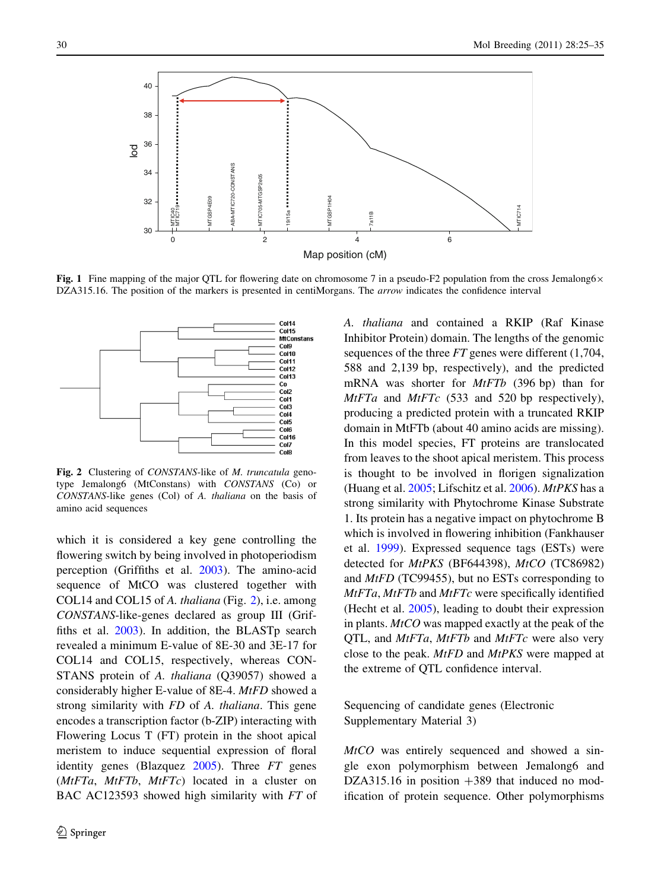**Fig. 1** Fine mapping of the major QTL for flowering date on chromosome 7 in a pseudo-F2 population from the cross Jemalong6 × DZA315.16. The position of the markers is presented in centiMorgans. The *arrow* indicates the confidence interval

**Fig. 2** Clustering of *CONSTANS*-like of *M. truncatula* genotype Jemalong6 (MtConstans) with *CONSTANS* (Co) or *CONSTANS*-like genes (Col) of *A. thaliana* on the basis of amino acid sequences

which it is considered a key gene controlling the flowering switch by being involved in photoperiodism perception (Griffiths et al. 2003). The amino-acid sequence of MtCO was clustered together with COL14 and COL15 of *A. thaliana* (Fig. 2), i.e. among *CONSTANS*-like-genes declared as group III (Griffiths et al. 2003). In addition, the BLASTp search revealed a minimum E-value of 8E-30 and 3E-17 for COL14 and COL15, respectively, whereas CONSTANS protein of *A. thaliana* (Q39057) showed a considerably higher E-value of 8E-4. *MtFD* showed a strong similarity with *FD* of *A. thaliana*. This gene encodes a transcription factor (b-ZIP) interacting with Flowering Locus T (FT) protein in the shoot apical meristem to induce sequential expression of floral identity genes (Blazquez 2005). Three *FT* genes (*MtFTa*, *MtFTb*, *MtFTc*) located in a cluster on BAC AC123593 showed high similarity with *FT* of *A. thaliana* and contained a RKIP (Raf Kinase Inhibitor Protein) domain. The lengths of the genomic sequences of the three *FT* genes were different (1,704, 588 and 2,139 bp, respectively), and the predicted mRNA was shorter for *MtFTb* (396 bp) than for *MtFTa* and *MtFTc* (533 and 520 bp respectively), producing a predicted protein with a truncated RKIP domain in MtFTb (about 40 amino acids are missing). In this model species, FT proteins are translocated from leaves to the shoot apical meristem. This process is thought to be involved in florigen signalization (Huang et al. 2005; Lifschitz et al. 2006). *MtPKS* has a strong similarity with Phytochrome Kinase Substrate 1. Its protein has a negative impact on phytochrome B which is involved in flowering inhibition (Fankhauser et al. 1999). Expressed sequence tags (ESTs) were detected for *MtPKS* (BF644398), *MtCO* (TC86982) and *MtFD* (TC99455), but no ESTs corresponding to *MtFTa*, *MtFTb* and *MtFTc* were specifically identified (Hecht et al. 2005), leading to doubt their expression in plants. *MtCO* was mapped exactly at the peak of the QTL, and *MtFTa*, *MtFTb* and *MtFTc* were also very close to the peak. *MtFD* and *MtPKS* were mapped at the extreme of QTL confidence interval.

### Sequencing of candidate genes (Electronic Supplementary Material 3)

*MtCO* was entirely sequenced and showed a single exon polymorphism between Jemalong6 and DZA315.16 in position +389 that induced no modification of protein sequence. Other polymorphisms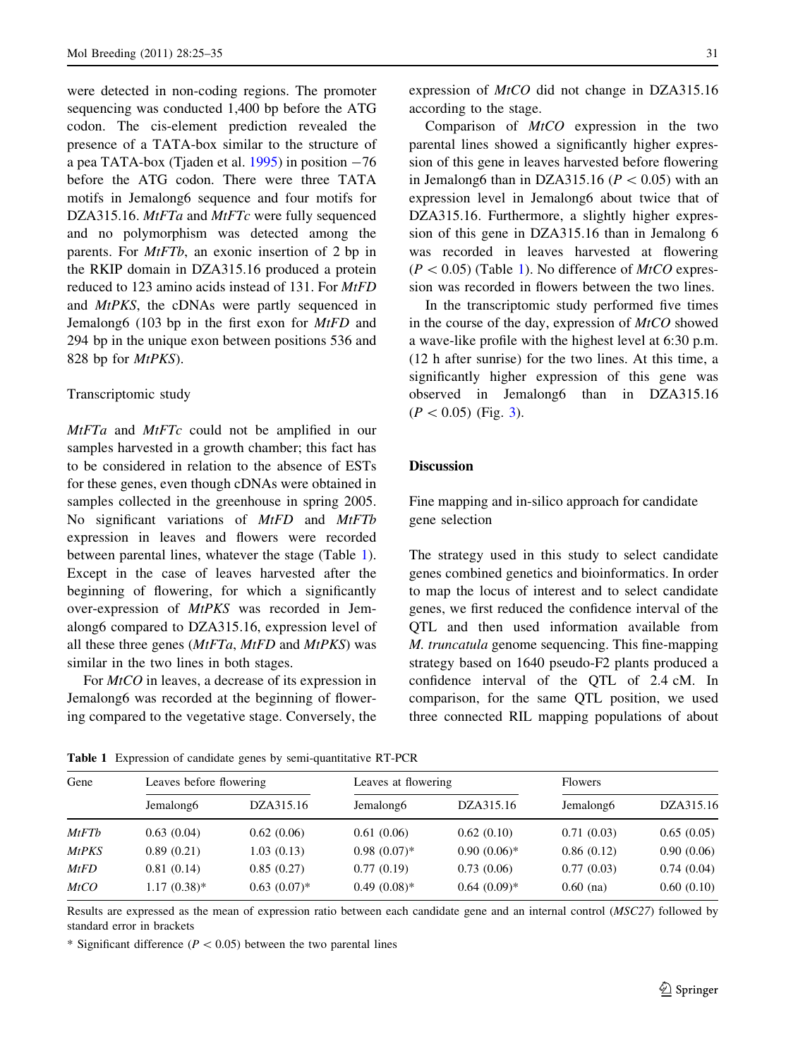were detected in non-coding regions. The promoter sequencing was conducted 1,400 bp before the ATG codon. The cis-element prediction revealed the presence of a TATA-box similar to the structure of a pea TATA-box (Tjaden et al. 1995) in position −76 before the ATG codon. There were three TATA motifs in Jemalong6 sequence and four motifs for DZA315.16. *MtFTa* and *MtFTc* were fully sequenced and no polymorphism was detected among the parents. For *MtFTb*, an exonic insertion of 2 bp in the RKIP domain in DZA315.16 produced a protein reduced to 123 amino acids instead of 131. For *MtFD* and *MtPKS*, the cDNAs were partly sequenced in Jemalong6 (103 bp in the first exon for *MtFD* and 294 bp in the unique exon between positions 536 and 828 bp for *MtPKS*).

## Transcriptomic study

*MtFTa* and *MtFTc* could not be amplified in our samples harvested in a growth chamber; this fact has to be considered in relation to the absence of ESTs for these genes, even though cDNAs were obtained in samples collected in the greenhouse in spring 2005. No significant variations of *MtFD* and *MtFTb* expression in leaves and flowers were recorded between parental lines, whatever the stage (Table 1). Except in the case of leaves harvested after the beginning of flowering, for which a significantly over-expression of *MtPKS* was recorded in Jemalong6 compared to DZA315.16, expression level of all these three genes (*MtFTa*, *MtFD* and *MtPKS*) was similar in the two lines in both stages.

For *MtCO* in leaves, a decrease of its expression in Jemalong6 was recorded at the beginning of flowering compared to the vegetative stage. Conversely, the expression of *MtCO* did not change in DZA315.16 according to the stage.

Comparison of *MtCO* expression in the two parental lines showed a significantly higher expression of this gene in leaves harvested before flowering in Jemalong6 than in DZA315.16 ($P < 0.05$) with an expression level in Jemalong6 about twice that of DZA315.16. Furthermore, a slightly higher expression of this gene in DZA315.16 than in Jemalong 6 was recorded in leaves harvested at flowering ($P < 0.05$) (Table 1). No difference of *MtCO* expression was recorded in flowers between the two lines.

In the transcriptomic study performed five times in the course of the day, expression of *MtCO* showed a wave-like profile with the highest level at 6:30 p.m. (12 h after sunrise) for the two lines. At this time, a significantly higher expression of this gene was observed in Jemalong6 than in DZA315.16 ($P < 0.05$) (Fig. 3).

## Discussion

### Fine mapping and in-silico approach for candidate gene selection

The strategy used in this study to select candidate genes combined genetics and bioinformatics. In order to map the locus of interest and to select candidate genes, we first reduced the confidence interval of the QTL and then used information available from *M. truncatula* genome sequencing. This fine-mapping strategy based on 1640 pseudo-F2 plants produced a confidence interval of the QTL of 2.4 cM. In comparison, for the same QTL position, we used three connected RIL mapping populations of about

**Table 1** Expression of candidate genes by semi-quantitative RT-PCR

| Gene | Leaves before flowering | | Leaves at flowering | | Flowers | |
|---|---|---|---|---|---|---|
| | Jemalong6 | DZA315.16 | Jemalong6 | DZA315.16 | Jemalong6 | DZA315.16 |
| *MtFTb* | 0.63 (0.04) | 0.62 (0.06) | 0.61 (0.06) | 0.62 (0.10) | 0.71 (0.03) | 0.65 (0.05) |
| *MtPKS* | 0.89 (0.21) | 1.03 (0.13) | 0.98 (0.07)* | 0.90 (0.06)* | 0.86 (0.12) | 0.90 (0.06) |
| *MtFD* | 0.81 (0.14) | 0.85 (0.27) | 0.77 (0.19) | 0.73 (0.06) | 0.77 (0.03) | 0.74 (0.04) |
| *MtCO* | 1.17 (0.38)* | 0.63 (0.07)* | 0.49 (0.08)* | 0.64 (0.09)* | 0.60 (na) | 0.60 (0.10) |

Results are expressed as the mean of expression ratio between each candidate gene and an internal control (*MSC27*) followed by standard error in brackets

\* Significant difference ($P < 0.05$) between the two parental lines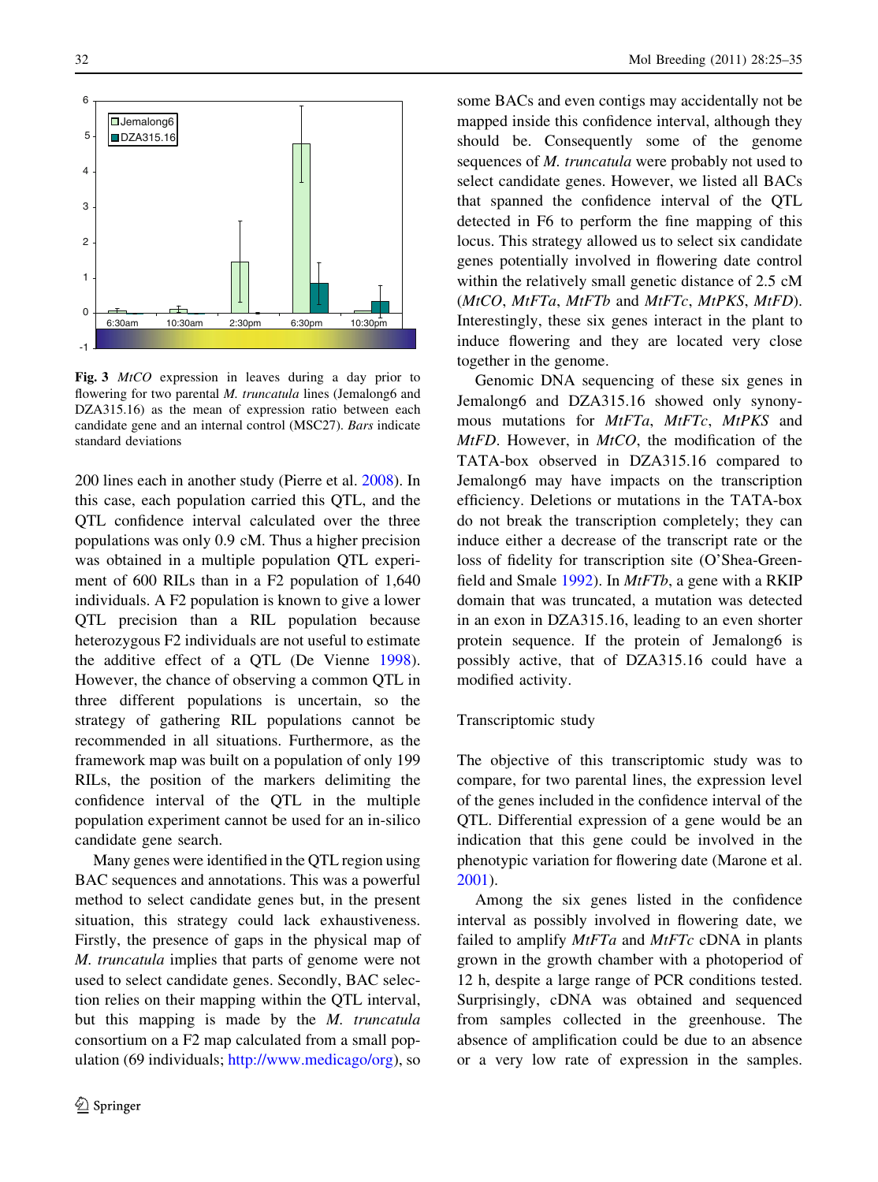Fig. 3 *MtCO* expression in leaves during a day prior to flowering for two parental *M. truncatula* lines (Jemalong6 and DZA315.16) as the mean of expression ratio between each candidate gene and an internal control (MSC27). *Bars* indicate standard deviations

200 lines each in another study (Pierre et al. 2008). In this case, each population carried this QTL, and the QTL confidence interval calculated over the three populations was only 0.9 cM. Thus a higher precision was obtained in a multiple population QTL experiment of 600 RILs than in a F2 population of 1,640 individuals. A F2 population is known to give a lower QTL precision than a RIL population because heterozygous F2 individuals are not useful to estimate the additive effect of a QTL (De Vienne 1998). However, the chance of observing a common QTL in three different populations is uncertain, so the strategy of gathering RIL populations cannot be recommended in all situations. Furthermore, as the framework map was built on a population of only 199 RILs, the position of the markers delimiting the confidence interval of the QTL in the multiple population experiment cannot be used for an in-silico candidate gene search.

Many genes were identified in the QTL region using BAC sequences and annotations. This was a powerful method to select candidate genes but, in the present situation, this strategy could lack exhaustiveness. Firstly, the presence of gaps in the physical map of *M. truncatula* implies that parts of genome were not used to select candidate genes. Secondly, BAC selection relies on their mapping within the QTL interval, but this mapping is made by the *M. truncatula* consortium on a F2 map calculated from a small population (69 individuals; http://www.medicago/org), so some BACs and even contigs may accidentally not be mapped inside this confidence interval, although they should be. Consequently some of the genome sequences of *M. truncatula* were probably not used to select candidate genes. However, we listed all BACs that spanned the confidence interval of the QTL detected in F6 to perform the fine mapping of this locus. This strategy allowed us to select six candidate genes potentially involved in flowering date control within the relatively small genetic distance of 2.5 cM (*MtCO*, *MtFTa*, *MtFTb* and *MtFTc*, *MtPKS*, *MtFD*). Interestingly, these six genes interact in the plant to induce flowering and they are located very close together in the genome.

Genomic DNA sequencing of these six genes in Jemalong6 and DZA315.16 showed only synonymous mutations for *MtFTa*, *MtFTc*, *MtPKS* and *MtFD*. However, in *MtCO*, the modification of the TATA-box observed in DZA315.16 compared to Jemalong6 may have impacts on the transcription efficiency. Deletions or mutations in the TATA-box do not break the transcription completely; they can induce either a decrease of the transcript rate or the loss of fidelity for transcription site (O'Shea-Greenfield and Smale 1992). In *MtFTb*, a gene with a RKIP domain that was truncated, a mutation was detected in an exon in DZA315.16, leading to an even shorter protein sequence. If the protein of Jemalong6 is possibly active, that of DZA315.16 could have a modified activity.

### Transcriptomic study

The objective of this transcriptomic study was to compare, for two parental lines, the expression level of the genes included in the confidence interval of the QTL. Differential expression of a gene would be an indication that this gene could be involved in the phenotypic variation for flowering date (Marone et al. 2001).

Among the six genes listed in the confidence interval as possibly involved in flowering date, we failed to amplify *MtFTa* and *MtFTc* cDNA in plants grown in the growth chamber with a photoperiod of 12 h, despite a large range of PCR conditions tested. Surprisingly, cDNA was obtained and sequenced from samples collected in the greenhouse. The absence of amplification could be due to an absence or a very low rate of expression in the samples.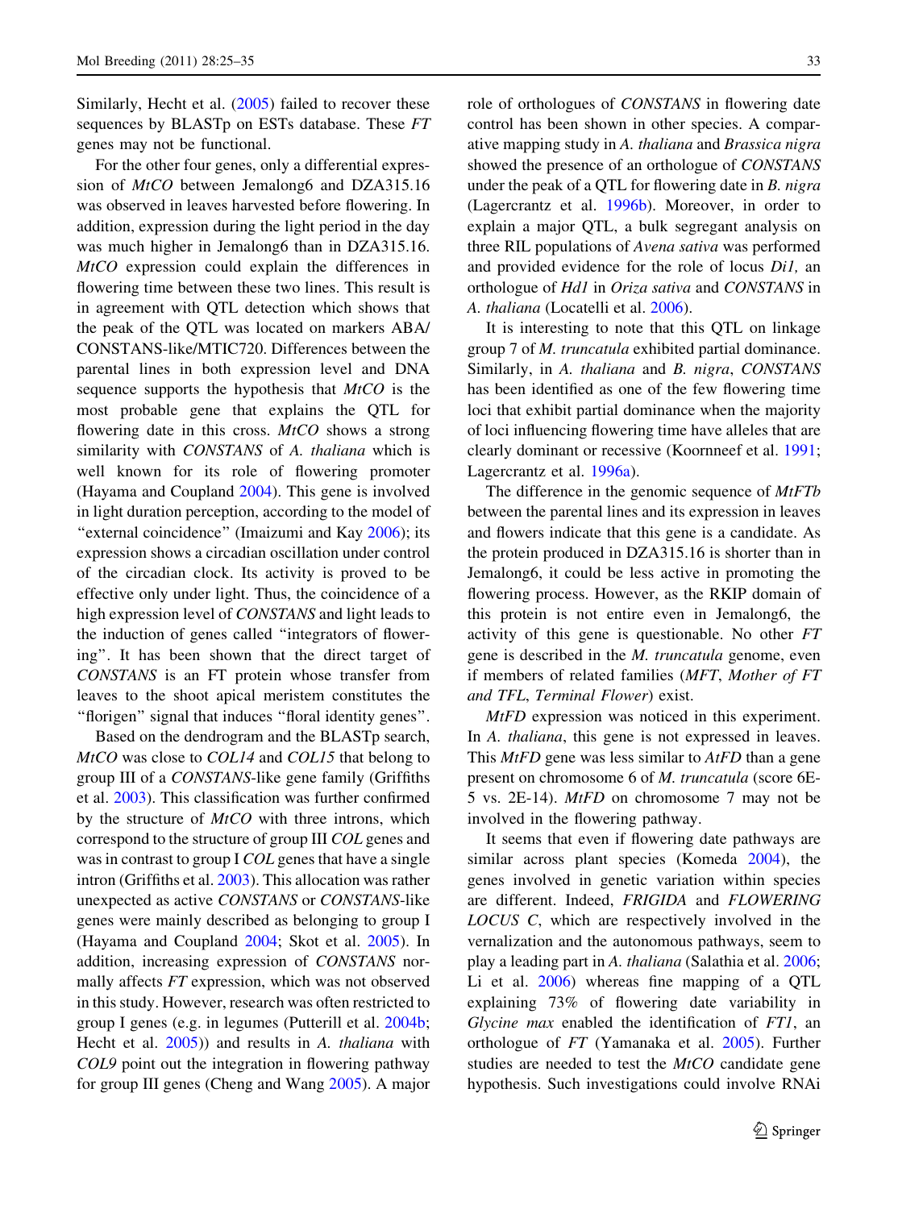Similarly, Hecht et al. (2005) failed to recover these sequences by BLASTp on ESTs database. These *FT* genes may not be functional.

For the other four genes, only a differential expression of *MtCO* between Jemalong6 and DZA315.16 was observed in leaves harvested before flowering. In addition, expression during the light period in the day was much higher in Jemalong6 than in DZA315.16. *MtCO* expression could explain the differences in flowering time between these two lines. This result is in agreement with QTL detection which shows that the peak of the QTL was located on markers ABA/CONSTANS-like/MTIC720. Differences between the parental lines in both expression level and DNA sequence supports the hypothesis that *MtCO* is the most probable gene that explains the QTL for flowering date in this cross. *MtCO* shows a strong similarity with *CONSTANS* of *A. thaliana* which is well known for its role of flowering promoter (Hayama and Coupland 2004). This gene is involved in light duration perception, according to the model of "external coincidence" (Imaizumi and Kay 2006); its expression shows a circadian oscillation under control of the circadian clock. Its activity is proved to be effective only under light. Thus, the coincidence of a high expression level of *CONSTANS* and light leads to the induction of genes called "integrators of flowering". It has been shown that the direct target of *CONSTANS* is an FT protein whose transfer from leaves to the shoot apical meristem constitutes the "florigen" signal that induces "floral identity genes".

Based on the dendrogram and the BLASTp search, *MtCO* was close to *COL14* and *COL15* that belong to group III of a *CONSTANS*-like gene family (Griffiths et al. 2003). This classification was further confirmed by the structure of *MtCO* with three introns, which correspond to the structure of group III *COL* genes and was in contrast to group I *COL* genes that have a single intron (Griffiths et al. 2003). This allocation was rather unexpected as active *CONSTANS* or *CONSTANS*-like genes were mainly described as belonging to group I (Hayama and Coupland 2004; Skot et al. 2005). In addition, increasing expression of *CONSTANS* normally affects *FT* expression, which was not observed in this study. However, research was often restricted to group I genes (e.g. in legumes (Putterill et al. 2004b; Hecht et al. 2005)) and results in *A. thaliana* with *COL9* point out the integration in flowering pathway for group III genes (Cheng and Wang 2005). A major role of orthologues of *CONSTANS* in flowering date control has been shown in other species. A comparative mapping study in *A. thaliana* and *Brassica nigra* showed the presence of an orthologue of *CONSTANS* under the peak of a QTL for flowering date in *B. nigra* (Lagercrantz et al. 1996b). Moreover, in order to explain a major QTL, a bulk segregant analysis on three RIL populations of *Avena sativa* was performed and provided evidence for the role of locus *Di1,* an orthologue of *Hd1* in *Oriza sativa* and *CONSTANS* in *A. thaliana* (Locatelli et al. 2006).

It is interesting to note that this QTL on linkage group 7 of *M. truncatula* exhibited partial dominance. Similarly, in *A. thaliana* and *B. nigra*, *CONSTANS* has been identified as one of the few flowering time loci that exhibit partial dominance when the majority of loci influencing flowering time have alleles that are clearly dominant or recessive (Koornneef et al. 1991; Lagercrantz et al. 1996a).

The difference in the genomic sequence of *MtFTb* between the parental lines and its expression in leaves and flowers indicate that this gene is a candidate. As the protein produced in DZA315.16 is shorter than in Jemalong6, it could be less active in promoting the flowering process. However, as the RKIP domain of this protein is not entire even in Jemalong6, the activity of this gene is questionable. No other *FT* gene is described in the *M. truncatula* genome, even if members of related families (*MFT*, *Mother of FT and TFL*, *Terminal Flower*) exist.

*MtFD* expression was noticed in this experiment. In *A. thaliana*, this gene is not expressed in leaves. This *MtFD* gene was less similar to *AtFD* than a gene present on chromosome 6 of *M. truncatula* (score 6E-5 vs. 2E-14). *MtFD* on chromosome 7 may not be involved in the flowering pathway.

It seems that even if flowering date pathways are similar across plant species (Komeda 2004), the genes involved in genetic variation within species are different. Indeed, *FRIGIDA* and *FLOWERING LOCUS C*, which are respectively involved in the vernalization and the autonomous pathways, seem to play a leading part in *A. thaliana* (Salathia et al. 2006; Li et al. 2006) whereas fine mapping of a QTL explaining 73% of flowering date variability in *Glycine max* enabled the identification of *FT1*, an orthologue of *FT* (Yamanaka et al. 2005). Further studies are needed to test the *MtCO* candidate gene hypothesis. Such investigations could involve RNAi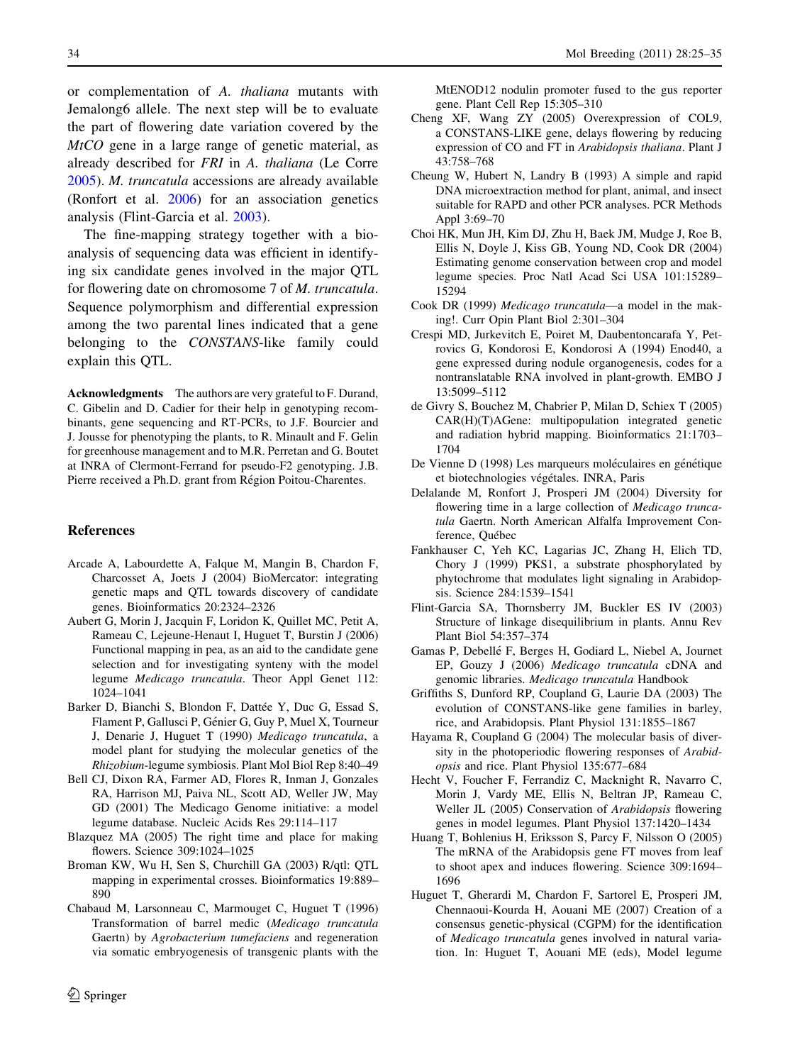or complementation of *A. thaliana* mutants with Jemalong6 allele. The next step will be to evaluate the part of flowering date variation covered by the *MtCO* gene in a large range of genetic material, as already described for *FRI* in *A. thaliana* (Le Corre 2005). *M. truncatula* accessions are already available (Ronfort et al. 2006) for an association genetics analysis (Flint-Garcia et al. 2003).

The fine-mapping strategy together with a bioanalysis of sequencing data was efficient in identifying six candidate genes involved in the major QTL for flowering date on chromosome 7 of *M. truncatula*. Sequence polymorphism and differential expression among the two parental lines indicated that a gene belonging to the *CONSTANS*-like family could explain this QTL.

**Acknowledgments** The authors are very grateful to F. Durand, C. Gibelin and D. Cadier for their help in genotyping recombinants, gene sequencing and RT-PCRs, to J.F. Bourcier and J. Jousse for phenotyping the plants, to R. Minault and F. Gelin for greenhouse management and to M.R. Perretan and G. Boutet at INRA of Clermont-Ferrand for pseudo-F2 genotyping. J.B. Pierre received a Ph.D. grant from Région Poitou-Charentes.

## References

- Arcade A, Labourdette A, Falque M, Mangin B, Chardon F, Charcosset A, Joets J (2004) BioMercator: integrating genetic maps and QTL towards discovery of candidate genes. Bioinformatics 20:2324–2326
- Aubert G, Morin J, Jacquin F, Loridon K, Quillet MC, Petit A, Rameau C, Lejeune-Henaut I, Huguet T, Burstin J (2006) Functional mapping in pea, as an aid to the candidate gene selection and for investigating synteny with the model legume *Medicago truncatula*. Theor Appl Genet 112: 1024–1041
- Barker D, Bianchi S, Blondon F, Dattée Y, Duc G, Essad S, Flament P, Gallusci P, Génier G, Guy P, Muel X, Tourneur J, Denarie J, Huguet T (1990) *Medicago truncatula*, a model plant for studying the molecular genetics of the *Rhizobium*-legume symbiosis. Plant Mol Biol Rep 8:40–49
- Bell CJ, Dixon RA, Farmer AD, Flores R, Inman J, Gonzales RA, Harrison MJ, Paiva NL, Scott AD, Weller JW, May GD (2001) The Medicago Genome initiative: a model legume database. Nucleic Acids Res 29:114–117
- Blazquez MA (2005) The right time and place for making flowers. Science 309:1024–1025
- Broman KW, Wu H, Sen S, Churchill GA (2003) R/qtl: QTL mapping in experimental crosses. Bioinformatics 19:889–890
- Chabaud M, Larsonneau C, Marmouget C, Huguet T (1996) Transformation of barrel medic (*Medicago truncatula* Gaertn) by *Agrobacterium tumefaciens* and regeneration via somatic embryogenesis of transgenic plants with the MtENOD12 nodulin promoter fused to the gus reporter gene. Plant Cell Rep 15:305–310
- Cheng XF, Wang ZY (2005) Overexpression of COL9, a CONSTANS-LIKE gene, delays flowering by reducing expression of CO and FT in *Arabidopsis thaliana*. Plant J 43:758–768
- Cheung W, Hubert N, Landry B (1993) A simple and rapid DNA microextraction method for plant, animal, and insect suitable for RAPD and other PCR analyses. PCR Methods Appl 3:69–70
- Choi HK, Mun JH, Kim DJ, Zhu H, Baek JM, Mudge J, Roe B, Ellis N, Doyle J, Kiss GB, Young ND, Cook DR (2004) Estimating genome conservation between crop and model legume species. Proc Natl Acad Sci USA 101:15289–15294
- Cook DR (1999) *Medicago truncatula*—a model in the making!. Curr Opin Plant Biol 2:301–304
- Crespi MD, Jurkevitch E, Poiret M, Daubentoncarafa Y, Petrovics G, Kondorosi E, Kondorosi A (1994) Enod40, a gene expressed during nodule organogenesis, codes for a nontranslatable RNA involved in plant-growth. EMBO J 13:5099–5112
- de Givry S, Bouchez M, Chabrier P, Milan D, Schiex T (2005) CAR(H)(T)AGene: multipopulation integrated genetic and radiation hybrid mapping. Bioinformatics 21:1703–1704
- De Vienne D (1998) Les marqueurs moléculaires en génétique et biotechnologies végétales. INRA, Paris
- Delalande M, Ronfort J, Prosperi JM (2004) Diversity for flowering time in a large collection of *Medicago truncatula* Gaertn. North American Alfalfa Improvement Conference, Québec
- Fankhauser C, Yeh KC, Lagarias JC, Zhang H, Elich TD, Chory J (1999) PKS1, a substrate phosphorylated by phytochrome that modulates light signaling in Arabidopsis. Science 284:1539–1541
- Flint-Garcia SA, Thornsberry JM, Buckler ES IV (2003) Structure of linkage disequilibrium in plants. Annu Rev Plant Biol 54:357–374
- Gamas P, Debellé F, Berges H, Godiard L, Niebel A, Journet EP, Gouzy J (2006) *Medicago truncatula* cDNA and genomic libraries. *Medicago truncatula* Handbook
- Griffiths S, Dunford RP, Coupland G, Laurie DA (2003) The evolution of CONSTANS-like gene families in barley, rice, and Arabidopsis. Plant Physiol 131:1855–1867
- Hayama R, Coupland G (2004) The molecular basis of diversity in the photoperiodic flowering responses of *Arabidopsis* and rice. Plant Physiol 135:677–684
- Hecht V, Foucher F, Ferrandiz C, Macknight R, Navarro C, Morin J, Vardy ME, Ellis N, Beltran JP, Rameau C, Weller JL (2005) Conservation of *Arabidopsis* flowering genes in model legumes. Plant Physiol 137:1420–1434
- Huang T, Bohlenius H, Eriksson S, Parcy F, Nilsson O (2005) The mRNA of the Arabidopsis gene FT moves from leaf to shoot apex and induces flowering. Science 309:1694–1696
- Huguet T, Gherardi M, Chardon F, Sartorel E, Prosperi JM, Chennaoui-Kourda H, Aouani ME (2007) Creation of a consensus genetic-physical (CGPM) for the identification of *Medicago truncatula* genes involved in natural variation. In: Huguet T, Aouani ME (eds), Model legume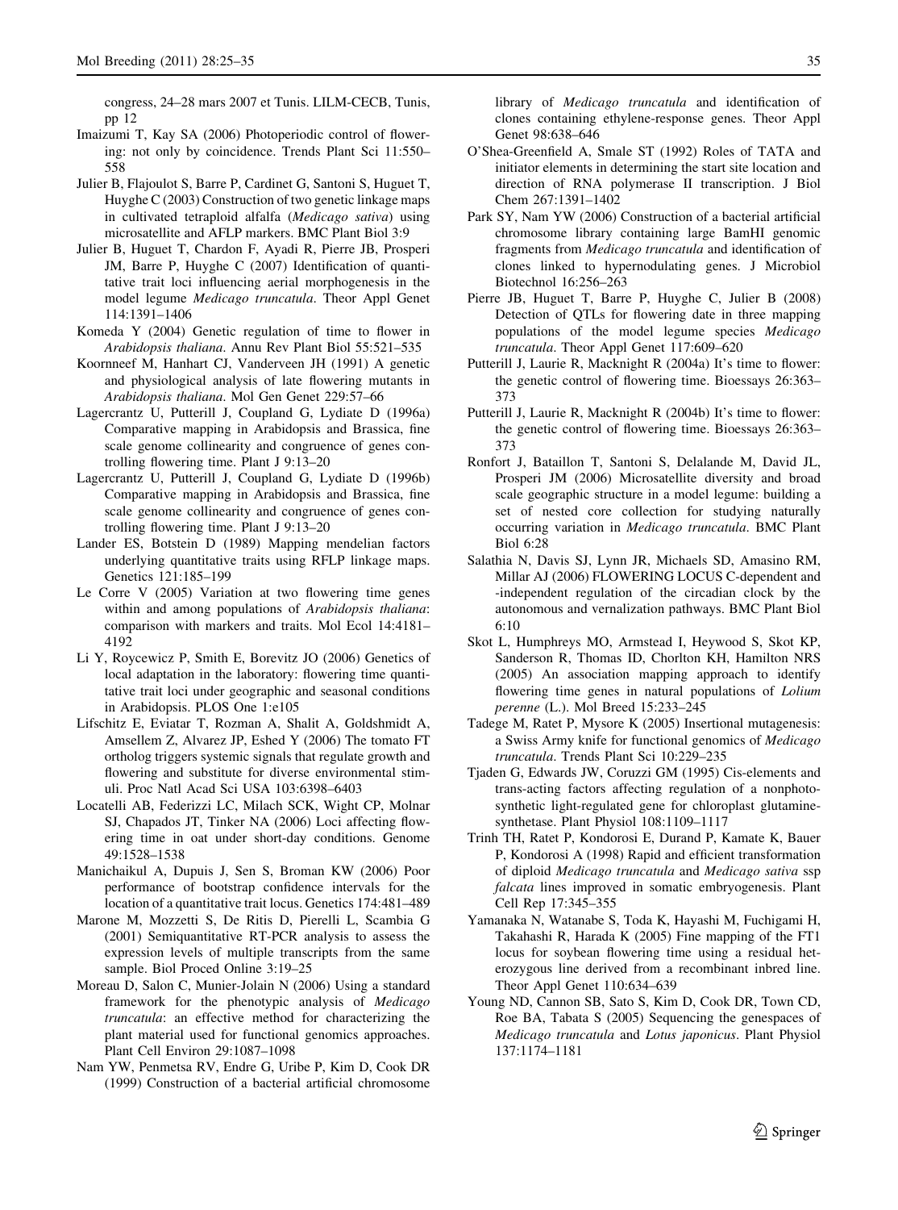congress, 24–28 mars 2007 et Tunis. LILM-CECB, Tunis, pp 12

Imaizumi T, Kay SA (2006) Photoperiodic control of flowering: not only by coincidence. Trends Plant Sci 11:550–558

Julier B, Flajoulot S, Barre P, Cardinet G, Santoni S, Huguet T, Huyghe C (2003) Construction of two genetic linkage maps in cultivated tetraploid alfalfa (*Medicago sativa*) using microsatellite and AFLP markers. BMC Plant Biol 3:9

Julier B, Huguet T, Chardon F, Ayadi R, Pierre JB, Prosperi JM, Barre P, Huyghe C (2007) Identification of quantitative trait loci influencing aerial morphogenesis in the model legume *Medicago truncatula*. Theor Appl Genet 114:1391–1406

Komeda Y (2004) Genetic regulation of time to flower in *Arabidopsis thaliana*. Annu Rev Plant Biol 55:521–535

Koornneef M, Hanhart CJ, Vanderveen JH (1991) A genetic and physiological analysis of late flowering mutants in *Arabidopsis thaliana*. Mol Gen Genet 229:57–66

Lagercrantz U, Putterill J, Coupland G, Lydiate D (1996a) Comparative mapping in Arabidopsis and Brassica, fine scale genome collinearity and congruence of genes controlling flowering time. Plant J 9:13–20

Lagercrantz U, Putterill J, Coupland G, Lydiate D (1996b) Comparative mapping in Arabidopsis and Brassica, fine scale genome collinearity and congruence of genes controlling flowering time. Plant J 9:13–20

Lander ES, Botstein D (1989) Mapping mendelian factors underlying quantitative traits using RFLP linkage maps. Genetics 121:185–199

Le Corre V (2005) Variation at two flowering time genes within and among populations of *Arabidopsis thaliana*: comparison with markers and traits. Mol Ecol 14:4181–4192

Li Y, Roycewicz P, Smith E, Borevitz JO (2006) Genetics of local adaptation in the laboratory: flowering time quantitative trait loci under geographic and seasonal conditions in Arabidopsis. PLOS One 1:e105

Lifschitz E, Eviatar T, Rozman A, Shalit A, Goldshmidt A, Amsellem Z, Alvarez JP, Eshed Y (2006) The tomato FT ortholog triggers systemic signals that regulate growth and flowering and substitute for diverse environmental stimuli. Proc Natl Acad Sci USA 103:6398–6403

Locatelli AB, Federizzi LC, Milach SCK, Wight CP, Molnar SJ, Chapados JT, Tinker NA (2006) Loci affecting flowering time in oat under short-day conditions. Genome 49:1528–1538

Manichaikul A, Dupuis J, Sen S, Broman KW (2006) Poor performance of bootstrap confidence intervals for the location of a quantitative trait locus. Genetics 174:481–489

Marone M, Mozzetti S, De Ritis D, Pierelli L, Scambia G (2001) Semiquantitative RT-PCR analysis to assess the expression levels of multiple transcripts from the same sample. Biol Proced Online 3:19–25

Moreau D, Salon C, Munier-Jolain N (2006) Using a standard framework for the phenotypic analysis of *Medicago truncatula*: an effective method for characterizing the plant material used for functional genomics approaches. Plant Cell Environ 29:1087–1098

Nam YW, Penmetsa RV, Endre G, Uribe P, Kim D, Cook DR (1999) Construction of a bacterial artificial chromosome library of *Medicago truncatula* and identification of clones containing ethylene-response genes. Theor Appl Genet 98:638–646

O'Shea-Greenfield A, Smale ST (1992) Roles of TATA and initiator elements in determining the start site location and direction of RNA polymerase II transcription. J Biol Chem 267:1391–1402

Park SY, Nam YW (2006) Construction of a bacterial artificial chromosome library containing large BamHI genomic fragments from *Medicago truncatula* and identification of clones linked to hypernodulating genes. J Microbiol Biotechnol 16:256–263

Pierre JB, Huguet T, Barre P, Huyghe C, Julier B (2008) Detection of QTLs for flowering date in three mapping populations of the model legume species *Medicago truncatula*. Theor Appl Genet 117:609–620

Putterill J, Laurie R, Macknight R (2004a) It's time to flower: the genetic control of flowering time. Bioessays 26:363–373

Putterill J, Laurie R, Macknight R (2004b) It's time to flower: the genetic control of flowering time. Bioessays 26:363–373

Ronfort J, Bataillon T, Santoni S, Delalande M, David JL, Prosperi JM (2006) Microsatellite diversity and broad scale geographic structure in a model legume: building a set of nested core collection for studying naturally occurring variation in *Medicago truncatula*. BMC Plant Biol 6:28

Salathia N, Davis SJ, Lynn JR, Michaels SD, Amasino RM, Millar AJ (2006) FLOWERING LOCUS C-dependent and -independent regulation of the circadian clock by the autonomous and vernalization pathways. BMC Plant Biol 6:10

Skot L, Humphreys MO, Armstead I, Heywood S, Skot KP, Sanderson R, Thomas ID, Chorlton KH, Hamilton NRS (2005) An association mapping approach to identify flowering time genes in natural populations of *Lolium perenne* (L.). Mol Breed 15:233–245

Tadege M, Ratet P, Mysore K (2005) Insertional mutagenesis: a Swiss Army knife for functional genomics of *Medicago truncatula*. Trends Plant Sci 10:229–235

Tjaden G, Edwards JW, Coruzzi GM (1995) Cis-elements and trans-acting factors affecting regulation of a nonphotosynthetic light-regulated gene for chloroplast glutamine-synthetase. Plant Physiol 108:1109–1117

Trinh TH, Ratet P, Kondorosi E, Durand P, Kamate K, Bauer P, Kondorosi A (1998) Rapid and efficient transformation of diploid *Medicago truncatula* and *Medicago sativa* ssp *falcata* lines improved in somatic embryogenesis. Plant Cell Rep 17:345–355

Yamanaka N, Watanabe S, Toda K, Hayashi M, Fuchigami H, Takahashi R, Harada K (2005) Fine mapping of the FT1 locus for soybean flowering time using a residual heterozygous line derived from a recombinant inbred line. Theor Appl Genet 110:634–639

Young ND, Cannon SB, Sato S, Kim D, Cook DR, Town CD, Roe BA, Tabata S (2005) Sequencing the genespaces of *Medicago truncatula* and *Lotus japonicus*. Plant Physiol 137:1174–1181